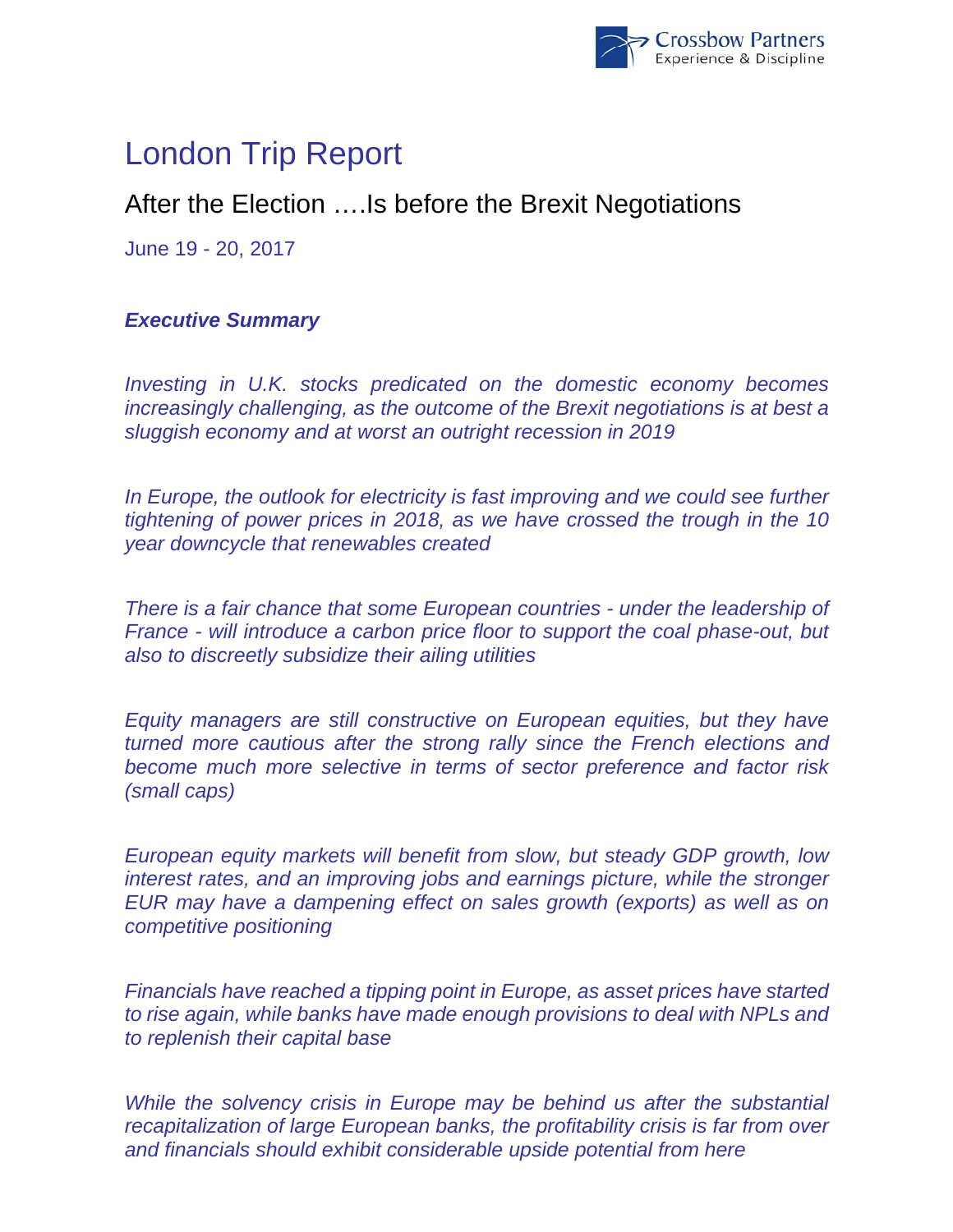# London Trip Report

## After the Election ….Is before the Brexit Negotiations

June 19 - 20, 2017

***Executive Summary***

*Investing in U.K. stocks predicated on the domestic economy becomes increasingly challenging, as the outcome of the Brexit negotiations is at best a sluggish economy and at worst an outright recession in 2019*

*In Europe, the outlook for electricity is fast improving and we could see further tightening of power prices in 2018, as we have crossed the trough in the 10 year downcycle that renewables created*

*There is a fair chance that some European countries - under the leadership of France - will introduce a carbon price floor to support the coal phase-out, but also to discreetly subsidize their ailing utilities*

*Equity managers are still constructive on European equities, but they have turned more cautious after the strong rally since the French elections and become much more selective in terms of sector preference and factor risk (small caps)*

*European equity markets will benefit from slow, but steady GDP growth, low interest rates, and an improving jobs and earnings picture, while the stronger EUR may have a dampening effect on sales growth (exports) as well as on competitive positioning*

*Financials have reached a tipping point in Europe, as asset prices have started to rise again, while banks have made enough provisions to deal with NPLs and to replenish their capital base*

*While the solvency crisis in Europe may be behind us after the substantial recapitalization of large European banks, the profitability crisis is far from over and financials should exhibit considerable upside potential from here*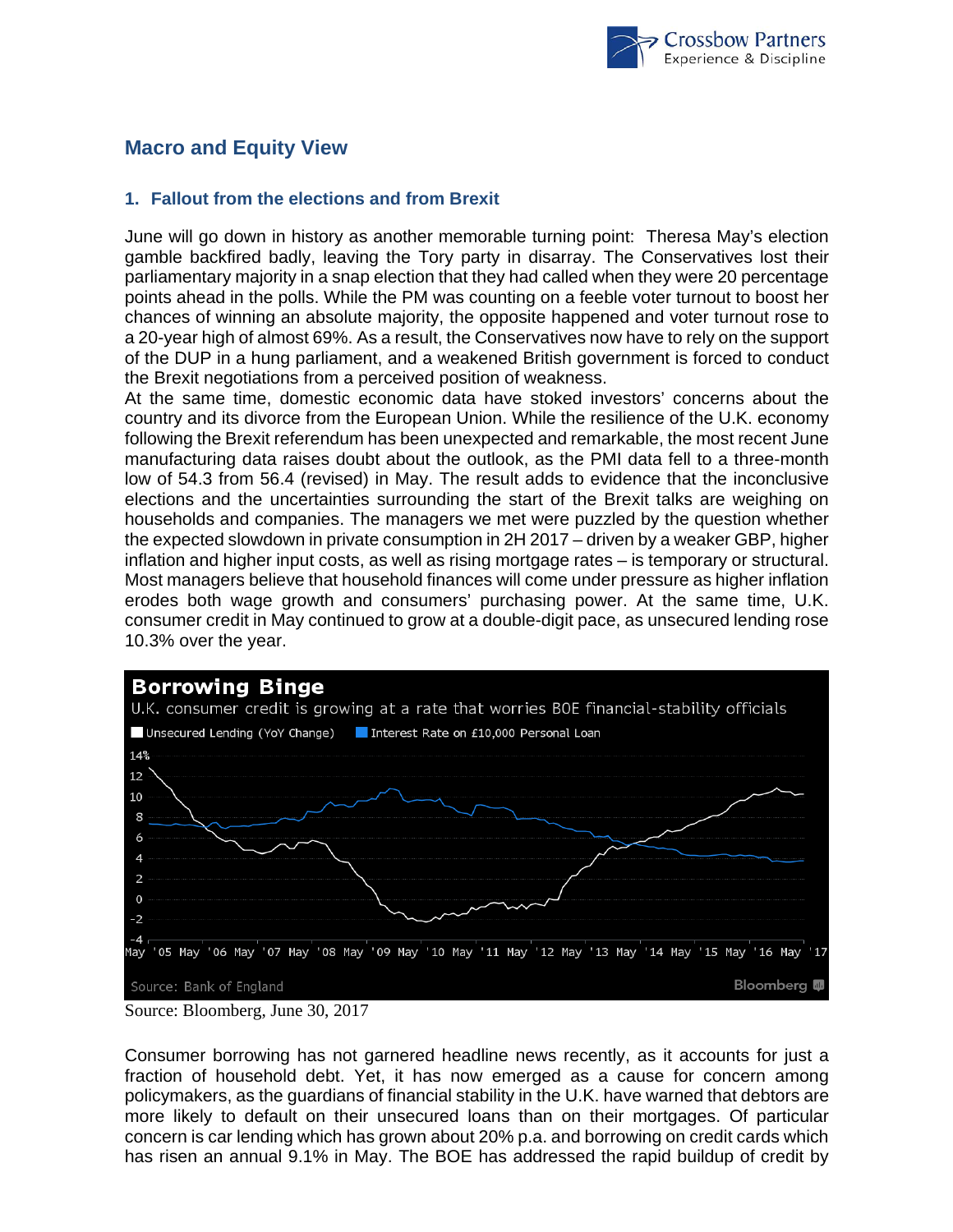## Macro and Equity View

### 1. Fallout from the elections and from Brexit

June will go down in history as another memorable turning point: Theresa May's election gamble backfired badly, leaving the Tory party in disarray. The Conservatives lost their parliamentary majority in a snap election that they had called when they were 20 percentage points ahead in the polls. While the PM was counting on a feeble voter turnout to boost her chances of winning an absolute majority, the opposite happened and voter turnout rose to a 20-year high of almost 69%. As a result, the Conservatives now have to rely on the support of the DUP in a hung parliament, and a weakened British government is forced to conduct the Brexit negotiations from a perceived position of weakness.

At the same time, domestic economic data have stoked investors' concerns about the country and its divorce from the European Union. While the resilience of the U.K. economy following the Brexit referendum has been unexpected and remarkable, the most recent June manufacturing data raises doubt about the outlook, as the PMI data fell to a three-month low of 54.3 from 56.4 (revised) in May. The result adds to evidence that the inconclusive elections and the uncertainties surrounding the start of the Brexit talks are weighing on households and companies. The managers we met were puzzled by the question whether the expected slowdown in private consumption in 2H 2017 – driven by a weaker GBP, higher inflation and higher input costs, as well as rising mortgage rates – is temporary or structural. Most managers believe that household finances will come under pressure as higher inflation erodes both wage growth and consumers' purchasing power. At the same time, U.K. consumer credit in May continued to grow at a double-digit pace, as unsecured lending rose 10.3% over the year.

**Borrowing Binge**

U.K. consumer credit is growing at a rate that worries BOE financial-stability officials

Unsecured Lending (YoY Change) | Interest Rate on £10,000 Personal Loan

Source: Bank of England

Source: Bloomberg, June 30, 2017

Consumer borrowing has not garnered headline news recently, as it accounts for just a fraction of household debt. Yet, it has now emerged as a cause for concern among policymakers, as the guardians of financial stability in the U.K. have warned that debtors are more likely to default on their unsecured loans than on their mortgages. Of particular concern is car lending which has grown about 20% p.a. and borrowing on credit cards which has risen an annual 9.1% in May. The BOE has addressed the rapid buildup of credit by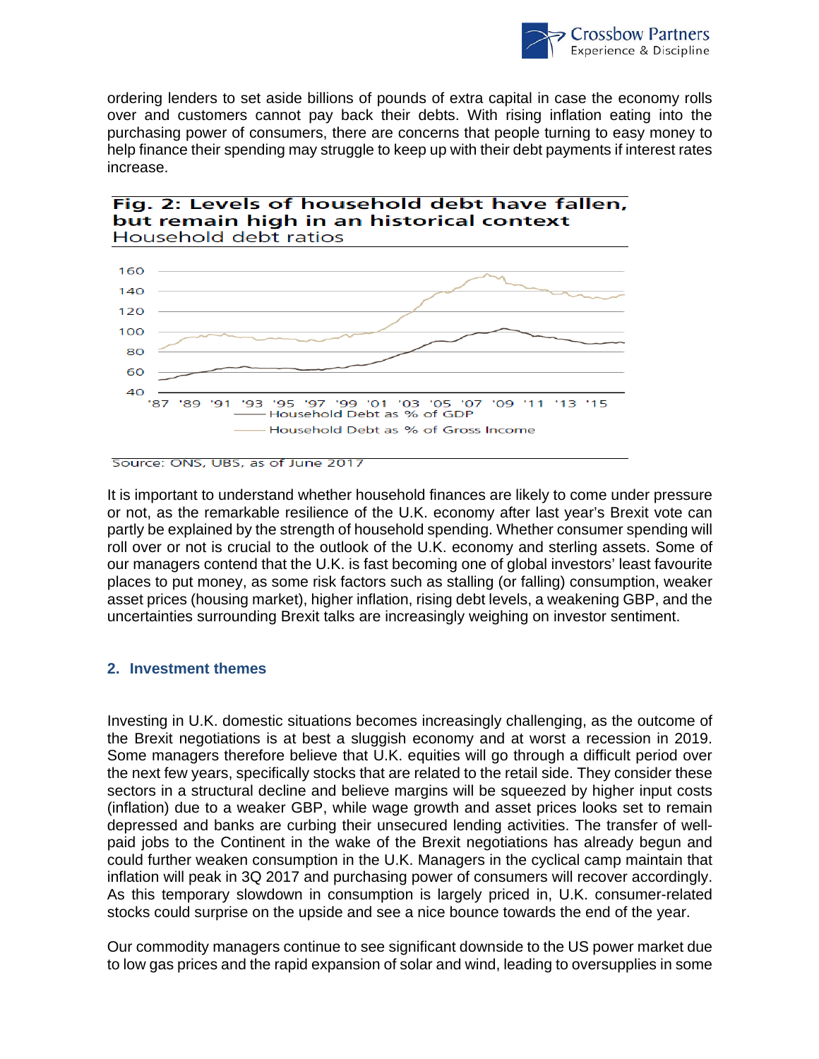ordering lenders to set aside billions of pounds of extra capital in case the economy rolls over and customers cannot pay back their debts. With rising inflation eating into the purchasing power of consumers, there are concerns that people turning to easy money to help finance their spending may struggle to keep up with their debt payments if interest rates increase.

**Fig. 2: Levels of household debt have fallen, but remain high in an historical context**
Household debt ratios

Source: ONS, UBS, as of June 2017

It is important to understand whether household finances are likely to come under pressure or not, as the remarkable resilience of the U.K. economy after last year's Brexit vote can partly be explained by the strength of household spending. Whether consumer spending will roll over or not is crucial to the outlook of the U.K. economy and sterling assets. Some of our managers contend that the U.K. is fast becoming one of global investors' least favourite places to put money, as some risk factors such as stalling (or falling) consumption, weaker asset prices (housing market), higher inflation, rising debt levels, a weakening GBP, and the uncertainties surrounding Brexit talks are increasingly weighing on investor sentiment.

## 2. Investment themes

Investing in U.K. domestic situations becomes increasingly challenging, as the outcome of the Brexit negotiations is at best a sluggish economy and at worst a recession in 2019. Some managers therefore believe that U.K. equities will go through a difficult period over the next few years, specifically stocks that are related to the retail side. They consider these sectors in a structural decline and believe margins will be squeezed by higher input costs (inflation) due to a weaker GBP, while wage growth and asset prices looks set to remain depressed and banks are curbing their unsecured lending activities. The transfer of well-paid jobs to the Continent in the wake of the Brexit negotiations has already begun and could further weaken consumption in the U.K. Managers in the cyclical camp maintain that inflation will peak in 3Q 2017 and purchasing power of consumers will recover accordingly. As this temporary slowdown in consumption is largely priced in, U.K. consumer-related stocks could surprise on the upside and see a nice bounce towards the end of the year.

Our commodity managers continue to see significant downside to the US power market due to low gas prices and the rapid expansion of solar and wind, leading to oversupplies in some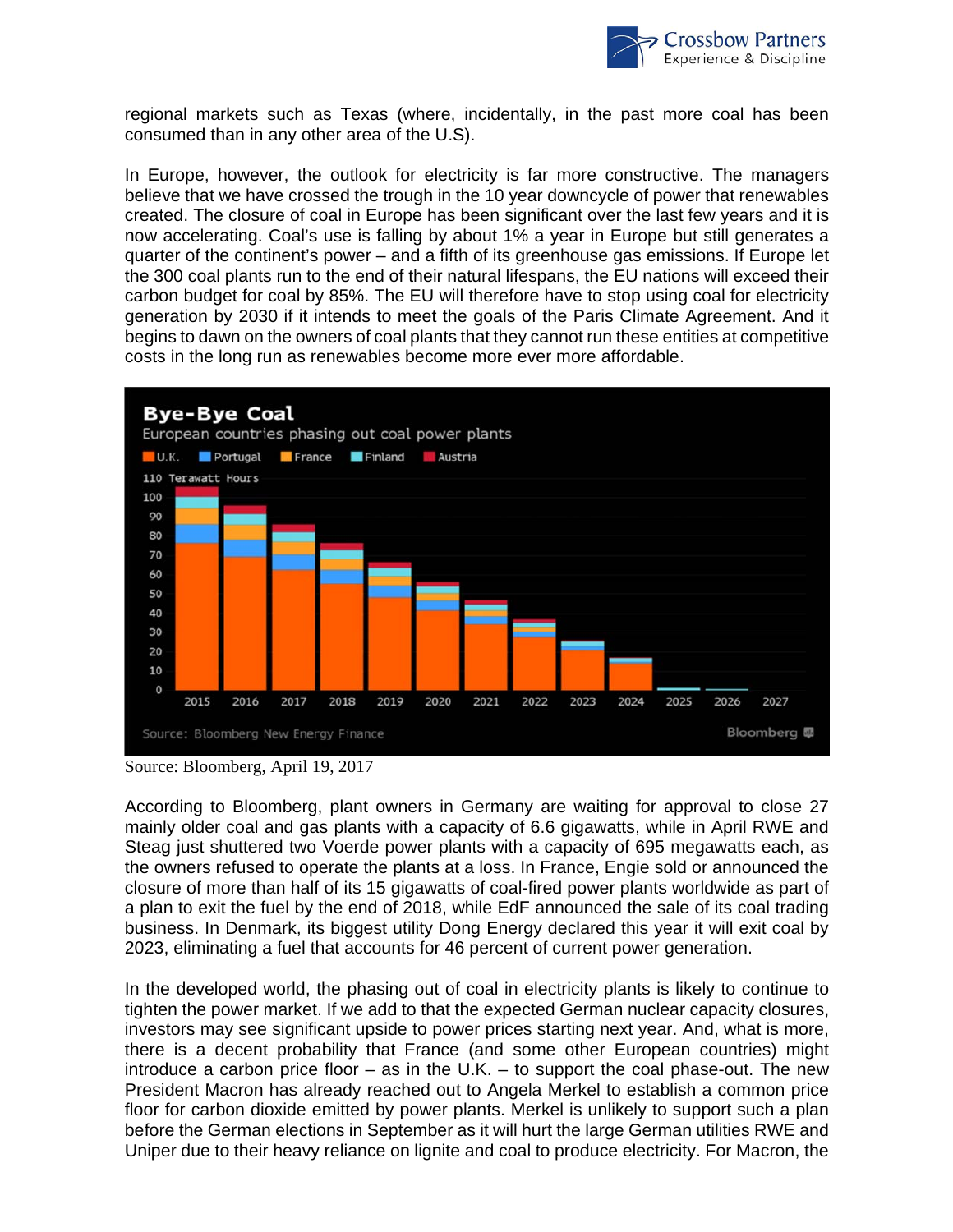regional markets such as Texas (where, incidentally, in the past more coal has been consumed than in any other area of the U.S).

In Europe, however, the outlook for electricity is far more constructive. The managers believe that we have crossed the trough in the 10 year downcycle of power that renewables created. The closure of coal in Europe has been significant over the last few years and it is now accelerating. Coal's use is falling by about 1% a year in Europe but still generates a quarter of the continent's power – and a fifth of its greenhouse gas emissions. If Europe let the 300 coal plants run to the end of their natural lifespans, the EU nations will exceed their carbon budget for coal by 85%. The EU will therefore have to stop using coal for electricity generation by 2030 if it intends to meet the goals of the Paris Climate Agreement. And it begins to dawn on the owners of coal plants that they cannot run these entities at competitive costs in the long run as renewables become more ever more affordable.

**Bye-Bye Coal**

European countries phasing out coal power plants

U.K. | Portugal | France | Finland | Austria

110 Terawatt Hours

Source: Bloomberg New Energy Finance

Source: Bloomberg, April 19, 2017

According to Bloomberg, plant owners in Germany are waiting for approval to close 27 mainly older coal and gas plants with a capacity of 6.6 gigawatts, while in April RWE and Steag just shuttered two Voerde power plants with a capacity of 695 megawatts each, as the owners refused to operate the plants at a loss. In France, Engie sold or announced the closure of more than half of its 15 gigawatts of coal-fired power plants worldwide as part of a plan to exit the fuel by the end of 2018, while EdF announced the sale of its coal trading business. In Denmark, its biggest utility Dong Energy declared this year it will exit coal by 2023, eliminating a fuel that accounts for 46 percent of current power generation.

In the developed world, the phasing out of coal in electricity plants is likely to continue to tighten the power market. If we add to that the expected German nuclear capacity closures, investors may see significant upside to power prices starting next year. And, what is more, there is a decent probability that France (and some other European countries) might introduce a carbon price floor – as in the U.K. – to support the coal phase-out. The new President Macron has already reached out to Angela Merkel to establish a common price floor for carbon dioxide emitted by power plants. Merkel is unlikely to support such a plan before the German elections in September as it will hurt the large German utilities RWE and Uniper due to their heavy reliance on lignite and coal to produce electricity. For Macron, the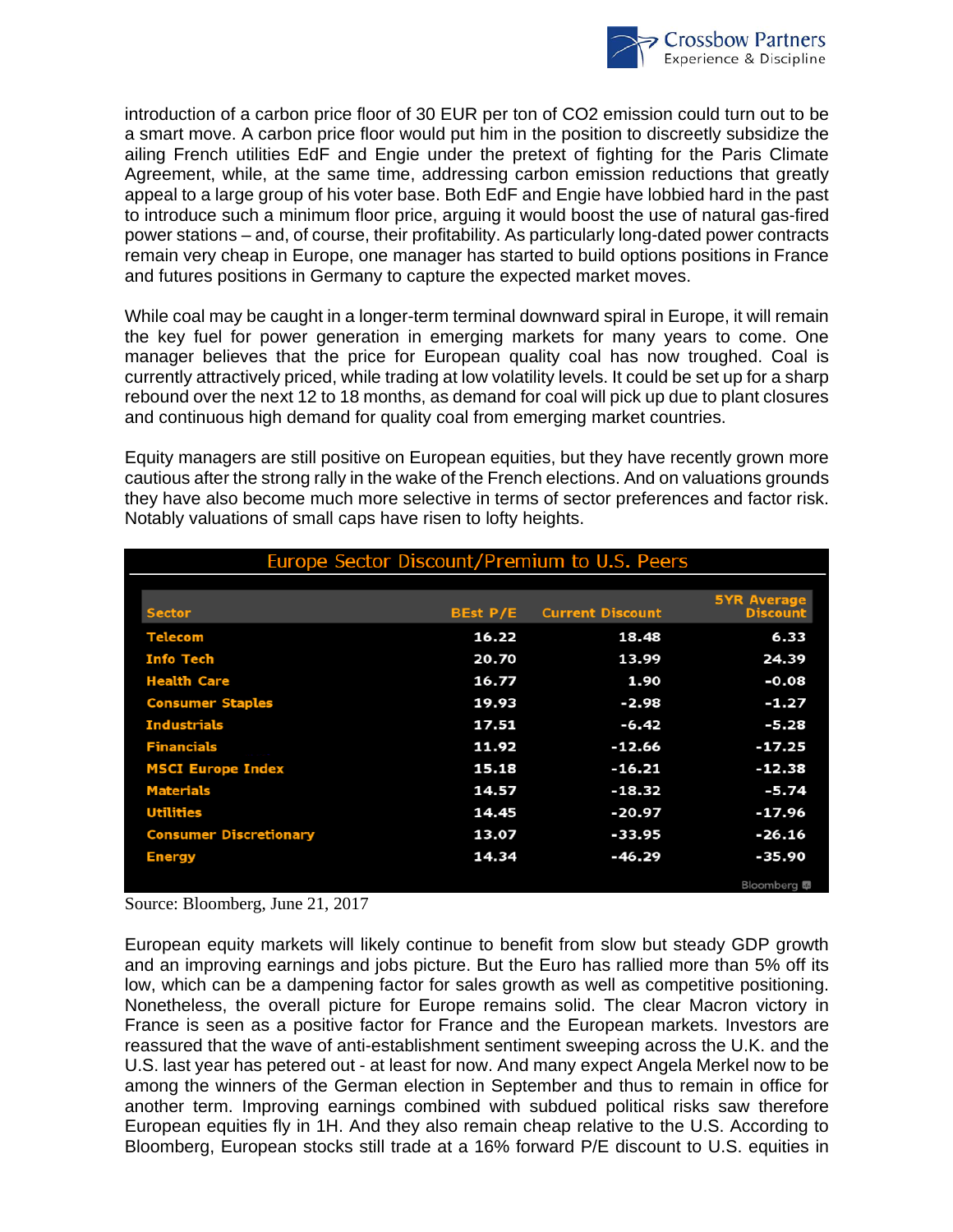introduction of a carbon price floor of 30 EUR per ton of CO2 emission could turn out to be a smart move. A carbon price floor would put him in the position to discreetly subsidize the ailing French utilities EdF and Engie under the pretext of fighting for the Paris Climate Agreement, while, at the same time, addressing carbon emission reductions that greatly appeal to a large group of his voter base. Both EdF and Engie have lobbied hard in the past to introduce such a minimum floor price, arguing it would boost the use of natural gas-fired power stations – and, of course, their profitability. As particularly long-dated power contracts remain very cheap in Europe, one manager has started to build options positions in France and futures positions in Germany to capture the expected market moves.

While coal may be caught in a longer-term terminal downward spiral in Europe, it will remain the key fuel for power generation in emerging markets for many years to come. One manager believes that the price for European quality coal has now troughed. Coal is currently attractively priced, while trading at low volatility levels. It could be set up for a sharp rebound over the next 12 to 18 months, as demand for coal will pick up due to plant closures and continuous high demand for quality coal from emerging market countries.

Equity managers are still positive on European equities, but they have recently grown more cautious after the strong rally in the wake of the French elections. And on valuations grounds they have also become much more selective in terms of sector preferences and factor risk. Notably valuations of small caps have risen to lofty heights.

**Europe Sector Discount/Premium to U.S. Peers**

| Sector | BEst P/E | Current Discount | 5YR Average Discount |
|---|---|---|---|
| Telecom | 16.22 | 18.48 | 6.33 |
| Info Tech | 20.70 | 13.99 | 24.39 |
| Health Care | 16.77 | 1.90 | -0.08 |
| Consumer Staples | 19.93 | -2.98 | -1.27 |
| Industrials | 17.51 | -6.42 | -5.28 |
| Financials | 11.92 | -12.66 | -17.25 |
| MSCI Europe Index | 15.18 | -16.21 | -12.38 |
| Materials | 14.57 | -18.32 | -5.74 |
| Utilities | 14.45 | -20.97 | -17.96 |
| Consumer Discretionary | 13.07 | -33.95 | -26.16 |
| Energy | 14.34 | -46.29 | -35.90 |

Bloomberg

Source: Bloomberg, June 21, 2017

European equity markets will likely continue to benefit from slow but steady GDP growth and an improving earnings and jobs picture. But the Euro has rallied more than 5% off its low, which can be a dampening factor for sales growth as well as competitive positioning. Nonetheless, the overall picture for Europe remains solid. The clear Macron victory in France is seen as a positive factor for France and the European markets. Investors are reassured that the wave of anti-establishment sentiment sweeping across the U.K. and the U.S. last year has petered out - at least for now. And many expect Angela Merkel now to be among the winners of the German election in September and thus to remain in office for another term. Improving earnings combined with subdued political risks saw therefore European equities fly in 1H. And they also remain cheap relative to the U.S. According to Bloomberg, European stocks still trade at a 16% forward P/E discount to U.S. equities in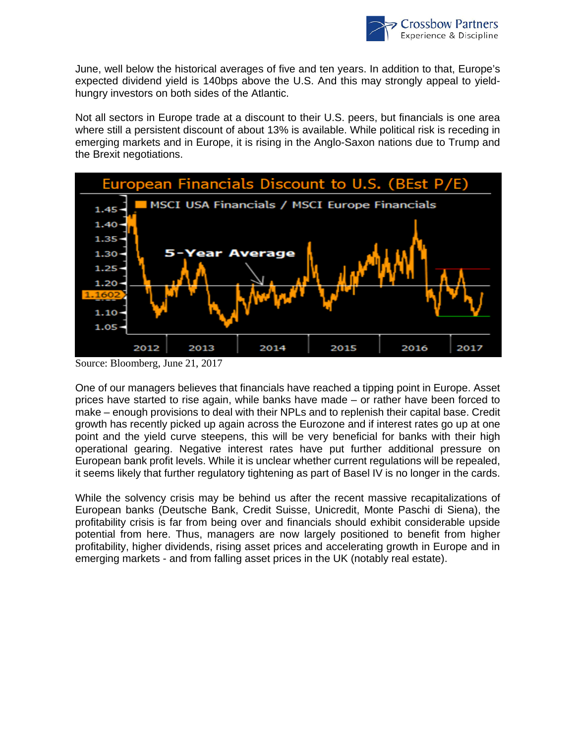June, well below the historical averages of five and ten years. In addition to that, Europe's expected dividend yield is 140bps above the U.S. And this may strongly appeal to yield-hungry investors on both sides of the Atlantic.

Not all sectors in Europe trade at a discount to their U.S. peers, but financials is one area where still a persistent discount of about 13% is available. While political risk is receding in emerging markets and in Europe, it is rising in the Anglo-Saxon nations due to Trump and the Brexit negotiations.

European Financials Discount to U.S. (BEst P/E)

MSCI USA Financials / MSCI Europe Financials

5-Year Average

1.45
1.40
1.35
1.30
1.25
1.20
1.1602
1.10
1.05

2012
2013
2014
2015
2016
2017

Source: Bloomberg, June 21, 2017

One of our managers believes that financials have reached a tipping point in Europe. Asset prices have started to rise again, while banks have made – or rather have been forced to make – enough provisions to deal with their NPLs and to replenish their capital base. Credit growth has recently picked up again across the Eurozone and if interest rates go up at one point and the yield curve steepens, this will be very beneficial for banks with their high operational gearing. Negative interest rates have put further additional pressure on European bank profit levels. While it is unclear whether current regulations will be repealed, it seems likely that further regulatory tightening as part of Basel IV is no longer in the cards.

While the solvency crisis may be behind us after the recent massive recapitalizations of European banks (Deutsche Bank, Credit Suisse, Unicredit, Monte Paschi di Siena), the profitability crisis is far from being over and financials should exhibit considerable upside potential from here. Thus, managers are now largely positioned to benefit from higher profitability, higher dividends, rising asset prices and accelerating growth in Europe and in emerging markets - and from falling asset prices in the UK (notably real estate).